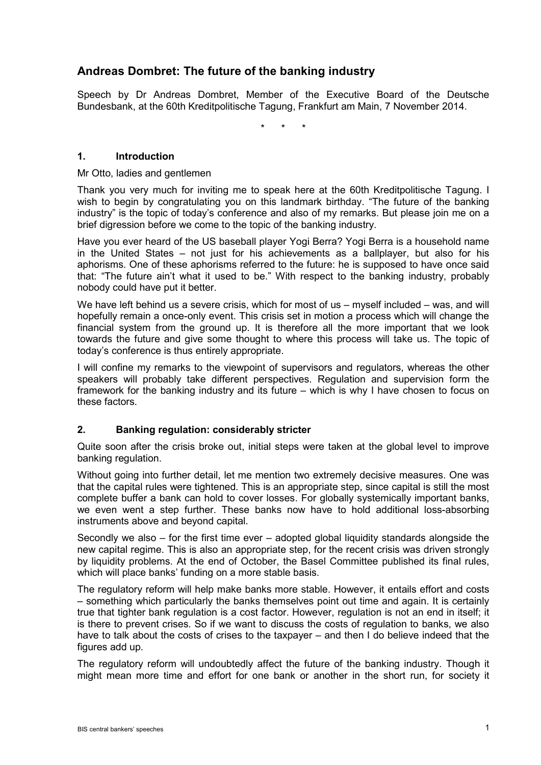# Andreas Dombret: The future of the banking industry

Speech by Dr Andreas Dombret, Member of the Executive Board of the Deutsche Bundesbank, at the 60th Kreditpolitische Tagung, Frankfurt am Main, 7 November 2014.

\* \* \*

## 1. Introduction

Mr Otto, ladies and gentlemen

Thank you very much for inviting me to speak here at the 60th Kreditpolitische Tagung. I wish to begin by congratulating you on this landmark birthday. "The future of the banking industry" is the topic of today's conference and also of my remarks. But please join me on a brief digression before we come to the topic of the banking industry.

Have you ever heard of the US baseball player Yogi Berra? Yogi Berra is a household name in the United States – not just for his achievements as a ballplayer, but also for his aphorisms. One of these aphorisms referred to the future: he is supposed to have once said that: "The future ain't what it used to be." With respect to the banking industry, probably nobody could have put it better.

We have left behind us a severe crisis, which for most of us – myself included – was, and will hopefully remain a once-only event. This crisis set in motion a process which will change the financial system from the ground up. It is therefore all the more important that we look towards the future and give some thought to where this process will take us. The topic of today's conference is thus entirely appropriate.

I will confine my remarks to the viewpoint of supervisors and regulators, whereas the other speakers will probably take different perspectives. Regulation and supervision form the framework for the banking industry and its future – which is why I have chosen to focus on these factors.

## 2. Banking regulation: considerably stricter

Quite soon after the crisis broke out, initial steps were taken at the global level to improve banking regulation.

Without going into further detail, let me mention two extremely decisive measures. One was that the capital rules were tightened. This is an appropriate step, since capital is still the most complete buffer a bank can hold to cover losses. For globally systemically important banks, we even went a step further. These banks now have to hold additional loss-absorbing instruments above and beyond capital.

Secondly we also – for the first time ever – adopted global liquidity standards alongside the new capital regime. This is also an appropriate step, for the recent crisis was driven strongly by liquidity problems. At the end of October, the Basel Committee published its final rules, which will place banks' funding on a more stable basis.

The regulatory reform will help make banks more stable. However, it entails effort and costs – something which particularly the banks themselves point out time and again. It is certainly true that tighter bank regulation is a cost factor. However, regulation is not an end in itself; it is there to prevent crises. So if we want to discuss the costs of regulation to banks, we also have to talk about the costs of crises to the taxpayer – and then I do believe indeed that the figures add up.

The regulatory reform will undoubtedly affect the future of the banking industry. Though it might mean more time and effort for one bank or another in the short run, for society it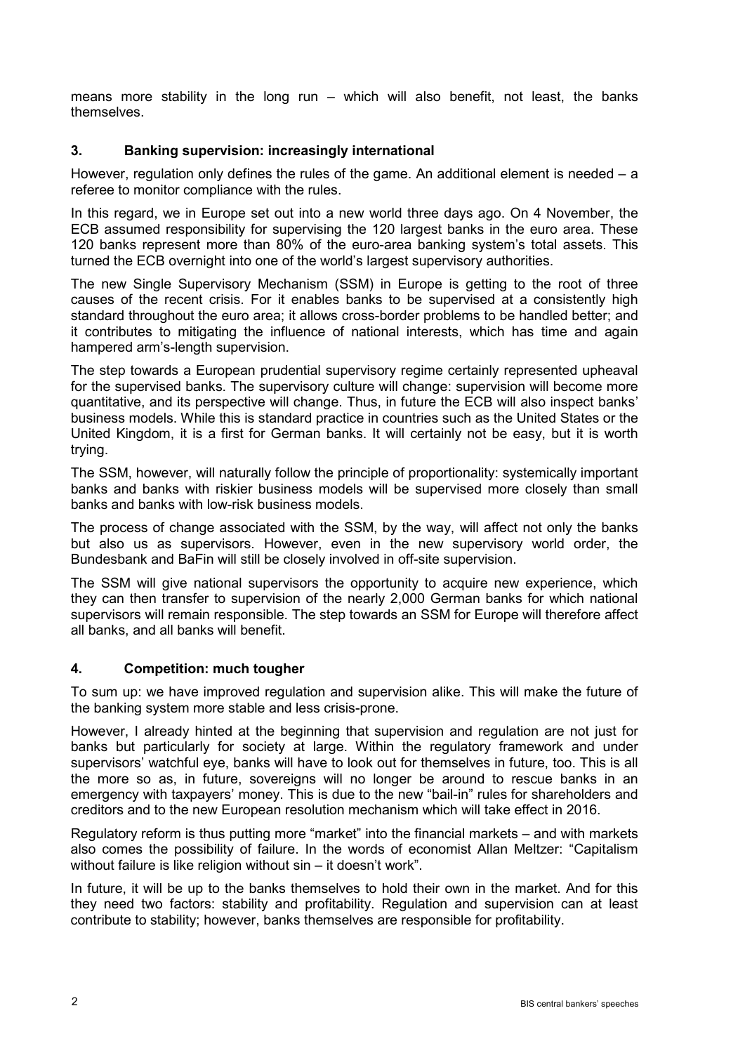means more stability in the long run – which will also benefit, not least, the banks themselves.

## 3. Banking supervision: increasingly international

However, regulation only defines the rules of the game. An additional element is needed – a referee to monitor compliance with the rules.

In this regard, we in Europe set out into a new world three days ago. On 4 November, the ECB assumed responsibility for supervising the 120 largest banks in the euro area. These 120 banks represent more than 80% of the euro-area banking system's total assets. This turned the ECB overnight into one of the world's largest supervisory authorities.

The new Single Supervisory Mechanism (SSM) in Europe is getting to the root of three causes of the recent crisis. For it enables banks to be supervised at a consistently high standard throughout the euro area; it allows cross-border problems to be handled better; and it contributes to mitigating the influence of national interests, which has time and again hampered arm's-length supervision.

The step towards a European prudential supervisory regime certainly represented upheaval for the supervised banks. The supervisory culture will change: supervision will become more quantitative, and its perspective will change. Thus, in future the ECB will also inspect banks' business models. While this is standard practice in countries such as the United States or the United Kingdom, it is a first for German banks. It will certainly not be easy, but it is worth trying.

The SSM, however, will naturally follow the principle of proportionality: systemically important banks and banks with riskier business models will be supervised more closely than small banks and banks with low-risk business models.

The process of change associated with the SSM, by the way, will affect not only the banks but also us as supervisors. However, even in the new supervisory world order, the Bundesbank and BaFin will still be closely involved in off-site supervision.

The SSM will give national supervisors the opportunity to acquire new experience, which they can then transfer to supervision of the nearly 2,000 German banks for which national supervisors will remain responsible. The step towards an SSM for Europe will therefore affect all banks, and all banks will benefit.

## 4. Competition: much tougher

To sum up: we have improved regulation and supervision alike. This will make the future of the banking system more stable and less crisis-prone.

However, I already hinted at the beginning that supervision and regulation are not just for banks but particularly for society at large. Within the regulatory framework and under supervisors' watchful eye, banks will have to look out for themselves in future, too. This is all the more so as, in future, sovereigns will no longer be around to rescue banks in an emergency with taxpayers' money. This is due to the new "bail-in" rules for shareholders and creditors and to the new European resolution mechanism which will take effect in 2016.

Regulatory reform is thus putting more "market" into the financial markets – and with markets also comes the possibility of failure. In the words of economist Allan Meltzer: "Capitalism without failure is like religion without sin – it doesn't work".

In future, it will be up to the banks themselves to hold their own in the market. And for this they need two factors: stability and profitability. Regulation and supervision can at least contribute to stability; however, banks themselves are responsible for profitability.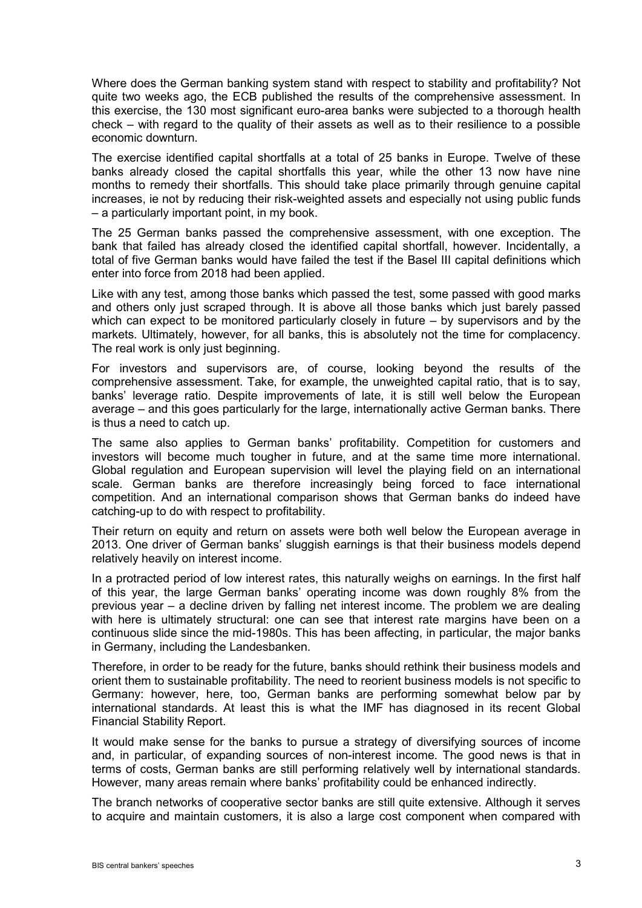Where does the German banking system stand with respect to stability and profitability? Not quite two weeks ago, the ECB published the results of the comprehensive assessment. In this exercise, the 130 most significant euro-area banks were subjected to a thorough health check – with regard to the quality of their assets as well as to their resilience to a possible economic downturn.

The exercise identified capital shortfalls at a total of 25 banks in Europe. Twelve of these banks already closed the capital shortfalls this year, while the other 13 now have nine months to remedy their shortfalls. This should take place primarily through genuine capital increases, ie not by reducing their risk-weighted assets and especially not using public funds – a particularly important point, in my book.

The 25 German banks passed the comprehensive assessment, with one exception. The bank that failed has already closed the identified capital shortfall, however. Incidentally, a total of five German banks would have failed the test if the Basel III capital definitions which enter into force from 2018 had been applied.

Like with any test, among those banks which passed the test, some passed with good marks and others only just scraped through. It is above all those banks which just barely passed which can expect to be monitored particularly closely in future – by supervisors and by the markets. Ultimately, however, for all banks, this is absolutely not the time for complacency. The real work is only just beginning.

For investors and supervisors are, of course, looking beyond the results of the comprehensive assessment. Take, for example, the unweighted capital ratio, that is to say, banks' leverage ratio. Despite improvements of late, it is still well below the European average – and this goes particularly for the large, internationally active German banks. There is thus a need to catch up.

The same also applies to German banks' profitability. Competition for customers and investors will become much tougher in future, and at the same time more international. Global regulation and European supervision will level the playing field on an international scale. German banks are therefore increasingly being forced to face international competition. And an international comparison shows that German banks do indeed have catching-up to do with respect to profitability.

Their return on equity and return on assets were both well below the European average in 2013. One driver of German banks' sluggish earnings is that their business models depend relatively heavily on interest income.

In a protracted period of low interest rates, this naturally weighs on earnings. In the first half of this year, the large German banks' operating income was down roughly 8% from the previous year – a decline driven by falling net interest income. The problem we are dealing with here is ultimately structural: one can see that interest rate margins have been on a continuous slide since the mid-1980s. This has been affecting, in particular, the major banks in Germany, including the Landesbanken.

Therefore, in order to be ready for the future, banks should rethink their business models and orient them to sustainable profitability. The need to reorient business models is not specific to Germany: however, here, too, German banks are performing somewhat below par by international standards. At least this is what the IMF has diagnosed in its recent Global Financial Stability Report.

It would make sense for the banks to pursue a strategy of diversifying sources of income and, in particular, of expanding sources of non-interest income. The good news is that in terms of costs, German banks are still performing relatively well by international standards. However, many areas remain where banks' profitability could be enhanced indirectly.

The branch networks of cooperative sector banks are still quite extensive. Although it serves to acquire and maintain customers, it is also a large cost component when compared with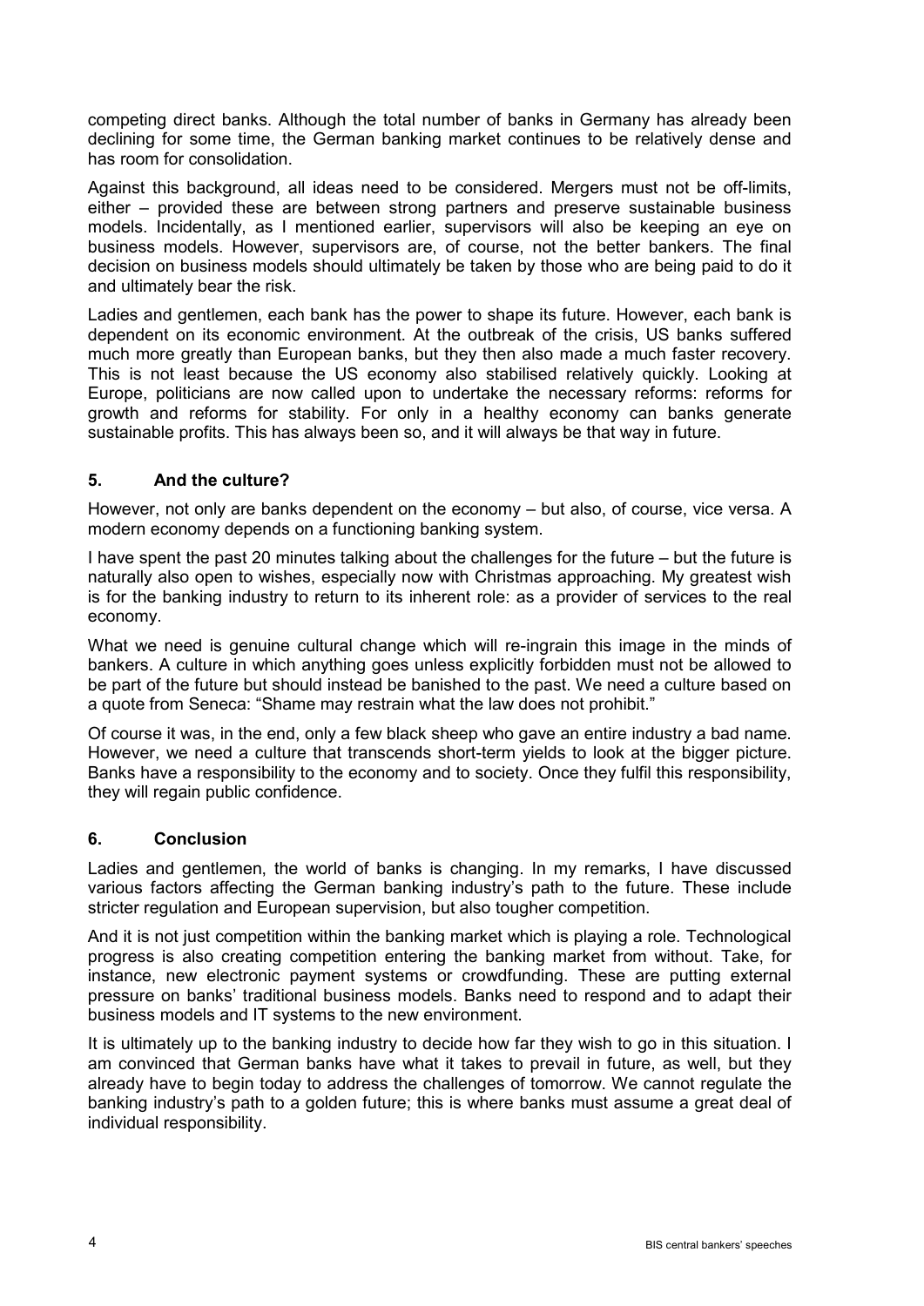competing direct banks. Although the total number of banks in Germany has already been declining for some time, the German banking market continues to be relatively dense and has room for consolidation.

Against this background, all ideas need to be considered. Mergers must not be off-limits, either – provided these are between strong partners and preserve sustainable business models. Incidentally, as I mentioned earlier, supervisors will also be keeping an eye on business models. However, supervisors are, of course, not the better bankers. The final decision on business models should ultimately be taken by those who are being paid to do it and ultimately bear the risk.

Ladies and gentlemen, each bank has the power to shape its future. However, each bank is dependent on its economic environment. At the outbreak of the crisis, US banks suffered much more greatly than European banks, but they then also made a much faster recovery. This is not least because the US economy also stabilised relatively quickly. Looking at Europe, politicians are now called upon to undertake the necessary reforms: reforms for growth and reforms for stability. For only in a healthy economy can banks generate sustainable profits. This has always been so, and it will always be that way in future.

## 5. And the culture?

However, not only are banks dependent on the economy – but also, of course, vice versa. A modern economy depends on a functioning banking system.

I have spent the past 20 minutes talking about the challenges for the future – but the future is naturally also open to wishes, especially now with Christmas approaching. My greatest wish is for the banking industry to return to its inherent role: as a provider of services to the real economy.

What we need is genuine cultural change which will re-ingrain this image in the minds of bankers. A culture in which anything goes unless explicitly forbidden must not be allowed to be part of the future but should instead be banished to the past. We need a culture based on a quote from Seneca: "Shame may restrain what the law does not prohibit."

Of course it was, in the end, only a few black sheep who gave an entire industry a bad name. However, we need a culture that transcends short-term yields to look at the bigger picture. Banks have a responsibility to the economy and to society. Once they fulfil this responsibility, they will regain public confidence.

## 6. Conclusion

Ladies and gentlemen, the world of banks is changing. In my remarks, I have discussed various factors affecting the German banking industry's path to the future. These include stricter regulation and European supervision, but also tougher competition.

And it is not just competition within the banking market which is playing a role. Technological progress is also creating competition entering the banking market from without. Take, for instance, new electronic payment systems or crowdfunding. These are putting external pressure on banks' traditional business models. Banks need to respond and to adapt their business models and IT systems to the new environment.

It is ultimately up to the banking industry to decide how far they wish to go in this situation. I am convinced that German banks have what it takes to prevail in future, as well, but they already have to begin today to address the challenges of tomorrow. We cannot regulate the banking industry's path to a golden future; this is where banks must assume a great deal of individual responsibility.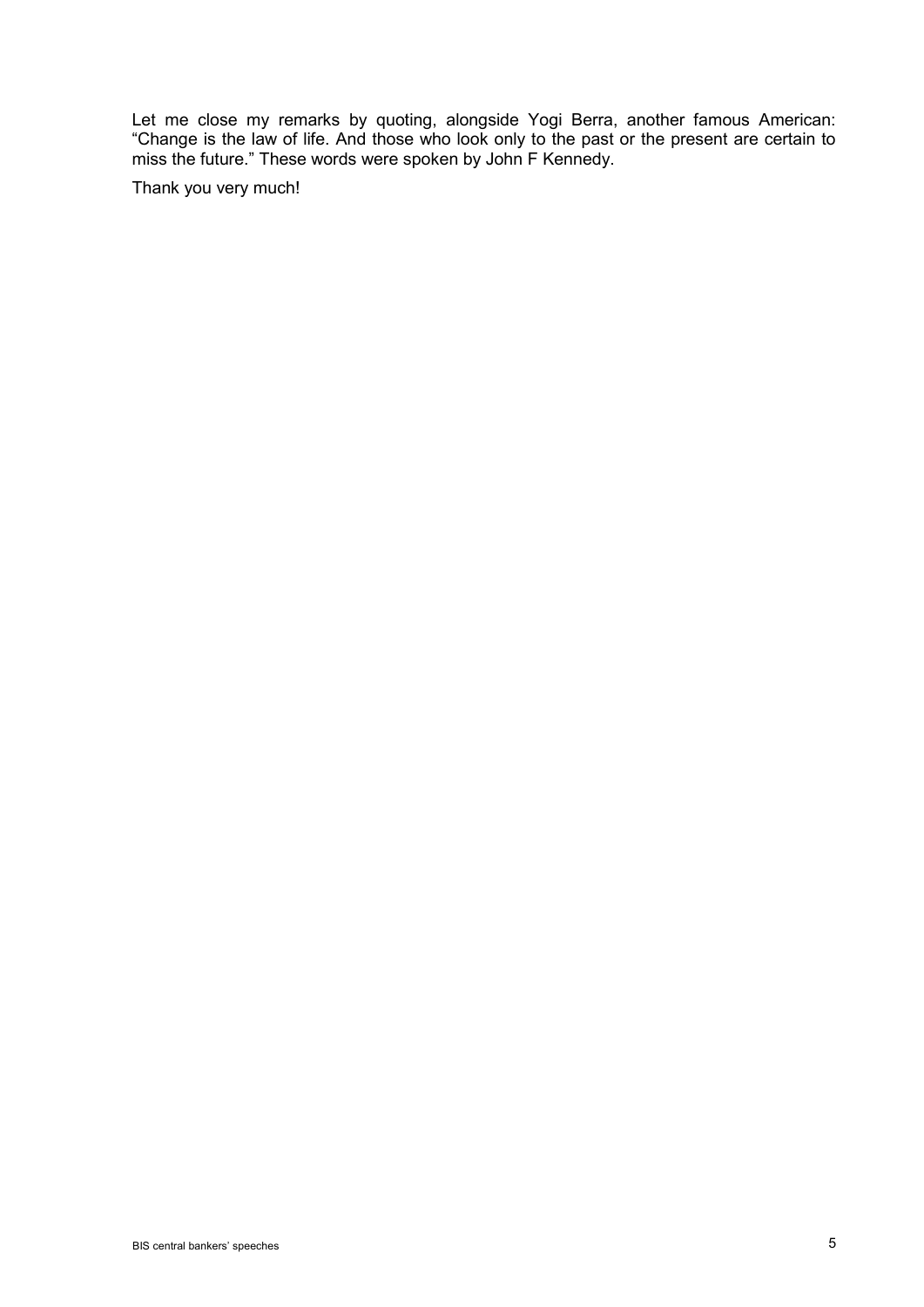Let me close my remarks by quoting, alongside Yogi Berra, another famous American: "Change is the law of life. And those who look only to the past or the present are certain to miss the future." These words were spoken by John F Kennedy.

Thank you very much!